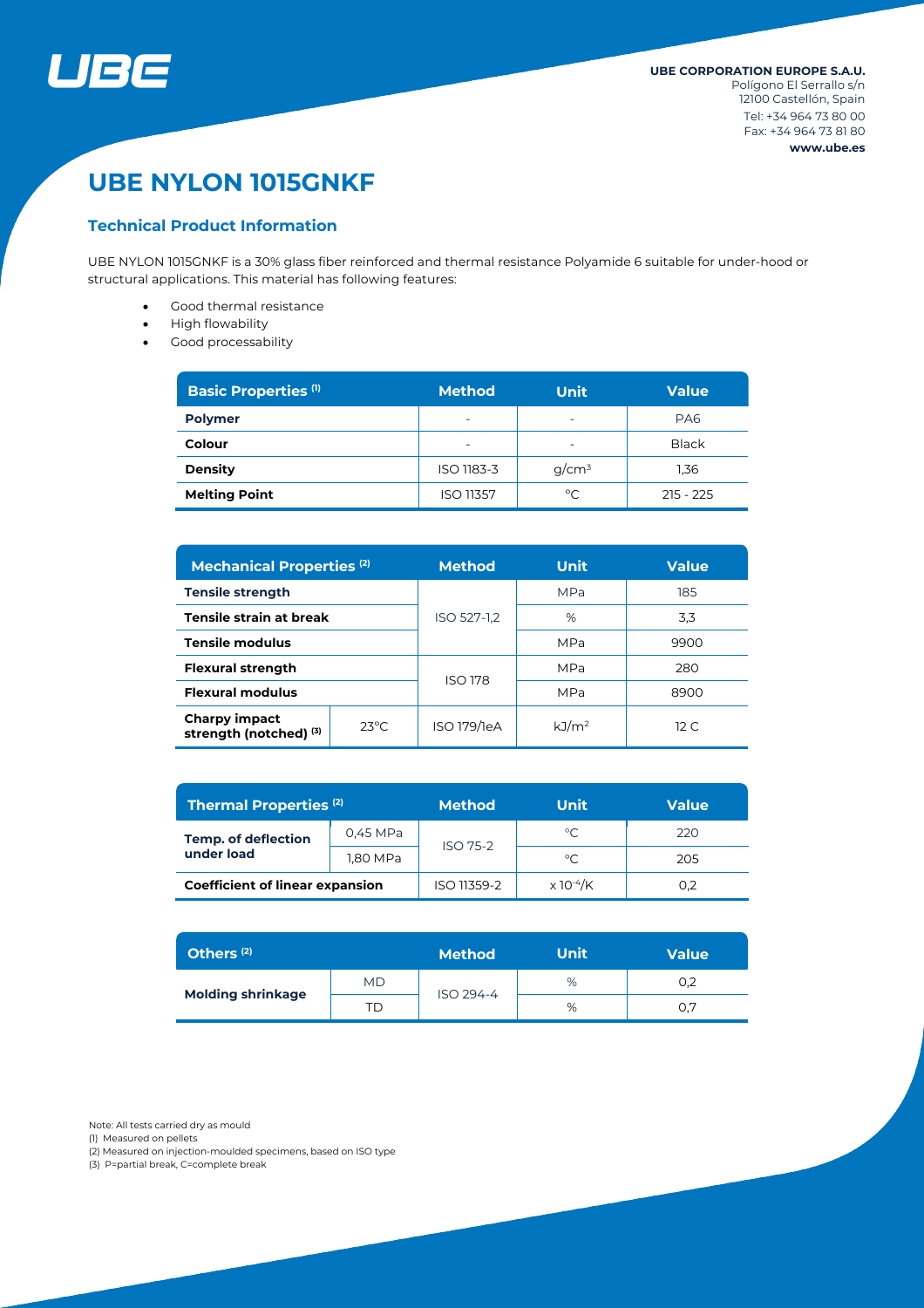UBE CORPORATION EUROPE S.A.U.
Polígono El Serrallo s/n
12100 Castellón, Spain
Tel: +34 964 73 80 00
Fax: +34 964 73 81 80
www.ube.es

# UBE NYLON 1015GNKF

## Technical Product Information

UBE NYLON 1015GNKF is a 30% glass fiber reinforced and thermal resistance Polyamide 6 suitable for under-hood or structural applications. This material has following features:

- Good thermal resistance
- High flowability
- Good processability

| Basic Properties (1) | Method | Unit | Value |
|---|---|---|---|
| **Polymer** | - | - | PA6 |
| **Colour** | - | - | Black |
| **Density** | ISO 1183-3 | $g/cm^3$ | 1,36 |
| **Melting Point** | ISO 11357 | °C | 215 - 225 |

| Mechanical Properties (2) | | Method | Unit | Value |
|---|---|---|---|---|
| **Tensile strength** | | ISO 527-1,2 | MPa | 185 |
| **Tensile strain at break** | | | % | 3,3 |
| **Tensile modulus** | | | MPa | 9900 |
| **Flexural strength** | | ISO 178 | MPa | 280 |
| **Flexural modulus** | | | MPa | 8900 |
| **Charpy impact strength (notched) (3)** | 23°C | ISO 179/1eA | $kJ/m^2$ | 12 C |

| Thermal Properties (2) | | Method | Unit | Value |
|---|---|---|---|---|
| **Temp. of deflection under load** | 0,45 MPa | ISO 75-2 | °C | 220 |
| | 1,80 MPa | | °C | 205 |
| **Coefficient of linear expansion** | | ISO 11359-2 | $x\,10^{-4}/K$ | 0,2 |

| Others (2) | | Method | Unit | Value |
|---|---|---|---|---|
| **Molding shrinkage** | MD | ISO 294-4 | % | 0,2 |
| | TD | | % | 0,7 |

Note: All tests carried dry as mould
(1) Measured on pellets
(2) Measured on injection-moulded specimens, based on ISO type
(3) P=partial break, C=complete break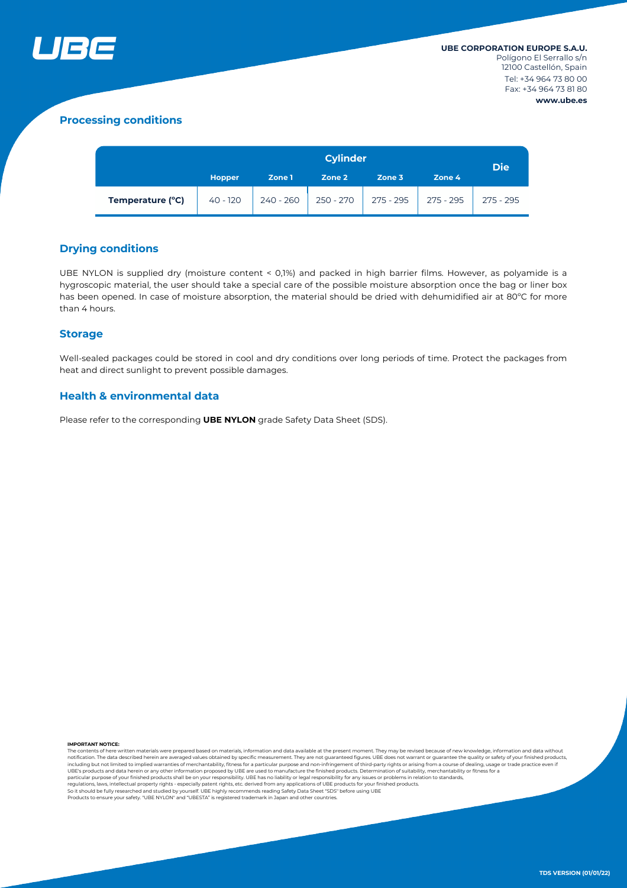## Processing conditions

| | Cylinder | | | | | Die |
|---|---|---|---|---|---|---|
| | Hopper | Zone 1 | Zone 2 | Zone 3 | Zone 4 | |
| **Temperature (°C)** | 40 - 120 | 240 - 260 | 250 - 270 | 275 - 295 | 275 - 295 | 275 - 295 |

## Drying conditions

UBE NYLON is supplied dry (moisture content < 0,1%) and packed in high barrier films. However, as polyamide is a hygroscopic material, the user should take a special care of the possible moisture absorption once the bag or liner box has been opened. In case of moisture absorption, the material should be dried with dehumidified air at 80ºC for more than 4 hours.

## Storage

Well-sealed packages could be stored in cool and dry conditions over long periods of time. Protect the packages from heat and direct sunlight to prevent possible damages.

## Health & environmental data

Please refer to the corresponding **UBE NYLON** grade Safety Data Sheet (SDS).

**IMPORTANT NOTICE:**
The contents of here written materials were prepared based on materials, information and data available at the present moment. They may be revised because of new knowledge, information and data without notification. The data described herein are averaged values obtained by specific measurement. They are not guaranteed figures. UBE does not warrant or guarantee the quality or safety of your finished products, including but not limited to implied warranties of merchantability, fitness for a particular purpose and non-infringement of third-party rights or arising from a course of dealing, usage or trade practice even if UBE's products and data herein or any other information proposed by UBE are used to manufacture the finished products. Determination of suitability, merchantability or fitness for a particular purpose of your finished products shall be on your responsibility. UBE has no liability or legal responsibility for any issues or problems in relation to standards, regulations, laws, intellectual property rights - especially patent rights, etc. derived from any applications of UBE products for your finished products.
So it should be fully researched and studied by yourself. UBE highly recommends reading Safety Data Sheet "SDS" before using UBE Products to ensure your safety. "UBE NYLON" and "UBESTA" is registered trademark in Japan and other countries.